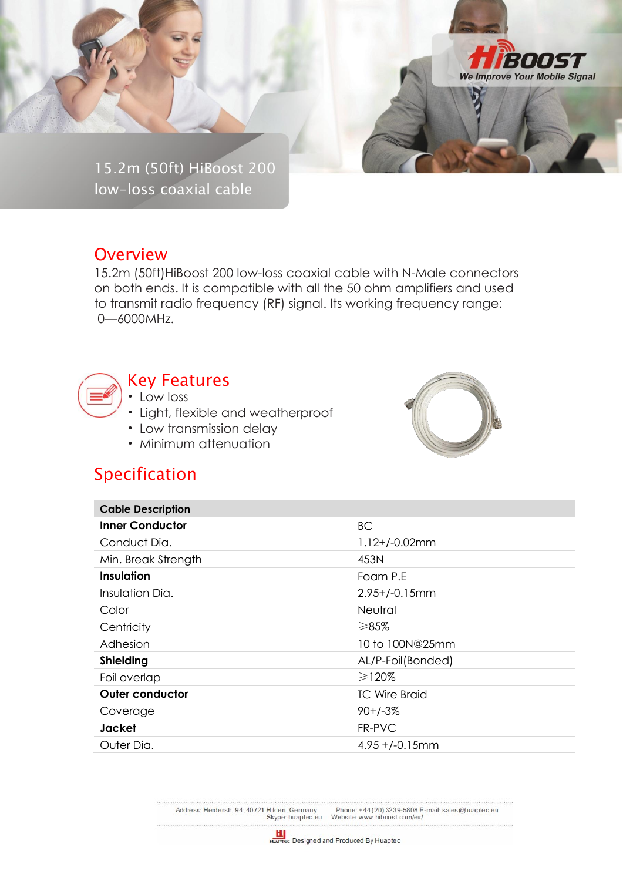# 15.2m (50ft) HiBoost 200 low-loss coaxial cable

## Overview

15.2m (50ft)HiBoost 200 low-loss coaxial cable with N-Male connectors on both ends. It is compatible with all the 50 ohm amplifiers and used to transmit radio frequency (RF) signal. Its working frequency range: 0—6000MHz.

## Key Features

- Low loss
- Light, flexible and weatherproof
- Low transmission delay
- Minimum attenuation

## Specification

| Cable Description | |
|---|---|
| **Inner Conductor** | BC |
| Conduct Dia. | 1.12+/-0.02mm |
| Min. Break Strength | 453N |
| **Insulation** | Foam P.E |
| Insulation Dia. | 2.95+/-0.15mm |
| Color | Neutral |
| Centricity | ≥85% |
| Adhesion | 10 to 100N@25mm |
| **Shielding** | AL/P-Foil(Bonded) |
| Foil overlap | ≥120% |
| **Outer conductor** | TC Wire Braid |
| Coverage | 90+/-3% |
| **Jacket** | FR-PVC |
| Outer Dia. | 4.95 +/-0.15mm |

Address: Herderstr. 94, 40721 Hilden, Germany Phone: +44(20) 3239-5808 E-mail: sales@huaptec.eu
Skype: huaptec.eu Website: www.hiboost.com/eu/

Designed and Produced By Huaptec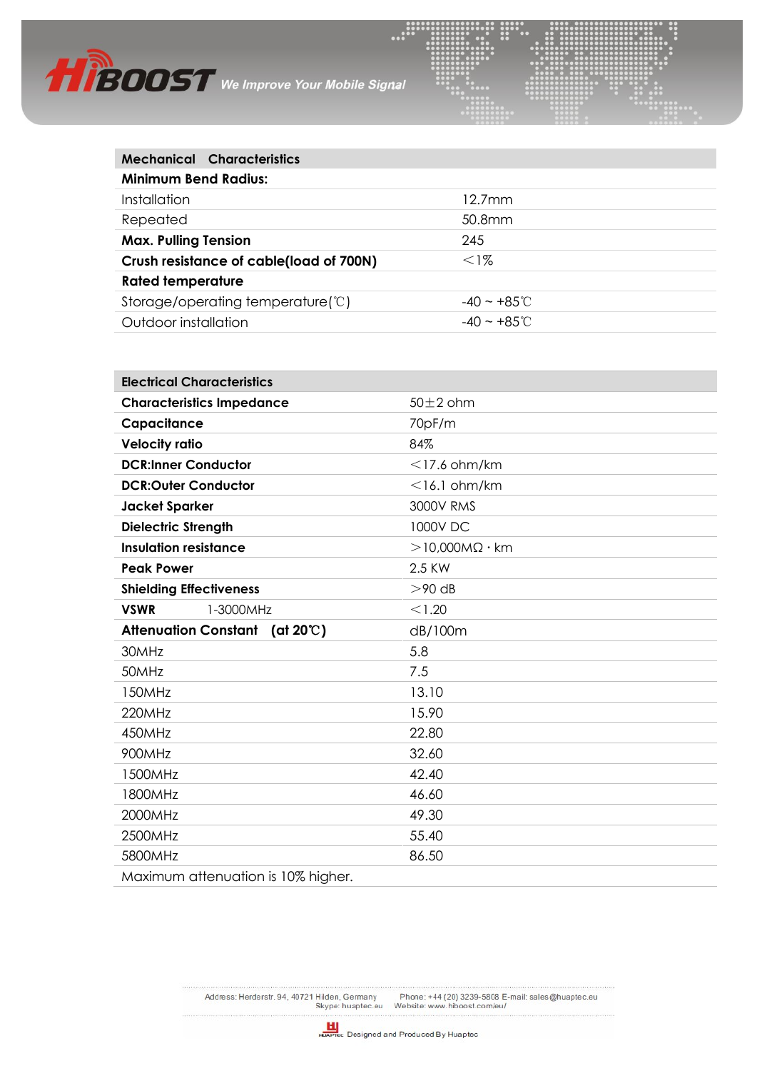| Mechanical Characteristics | |
|---|---|
| **Minimum Bend Radius:** | |
| Installation | 12.7mm |
| Repeated | 50.8mm |
| **Max. Pulling Tension** | 245 |
| **Crush resistance of cable(load of 700N)** | ＜1% |
| **Rated temperature** | |
| Storage/operating temperature(℃) | -40 ~ +85℃ |
| Outdoor installation | -40 ~ +85℃ |

| Electrical Characteristics | |
|---|---|
| **Characteristics Impedance** | 50±2 ohm |
| **Capacitance** | 70pF/m |
| **Velocity ratio** | 84% |
| **DCR:Inner Conductor** | ＜17.6 ohm/km |
| **DCR:Outer Conductor** | ＜16.1 ohm/km |
| **Jacket Sparker** | 3000V RMS |
| **Dielectric Strength** | 1000V DC |
| **Insulation resistance** | ＞10,000MΩ · km |
| **Peak Power** | 2.5 KW |
| **Shielding Effectiveness** | ＞90 dB |
| **VSWR** 1-3000MHz | ＜1.20 |
| **Attenuation Constant (at 20℃)** | dB/100m |
| 30MHz | 5.8 |
| 50MHz | 7.5 |
| 150MHz | 13.10 |
| 220MHz | 15.90 |
| 450MHz | 22.80 |
| 900MHz | 32.60 |
| 1500MHz | 42.40 |
| 1800MHz | 46.60 |
| 2000MHz | 49.30 |
| 2500MHz | 55.40 |
| 5800MHz | 86.50 |
| Maximum attenuation is 10% higher. | |